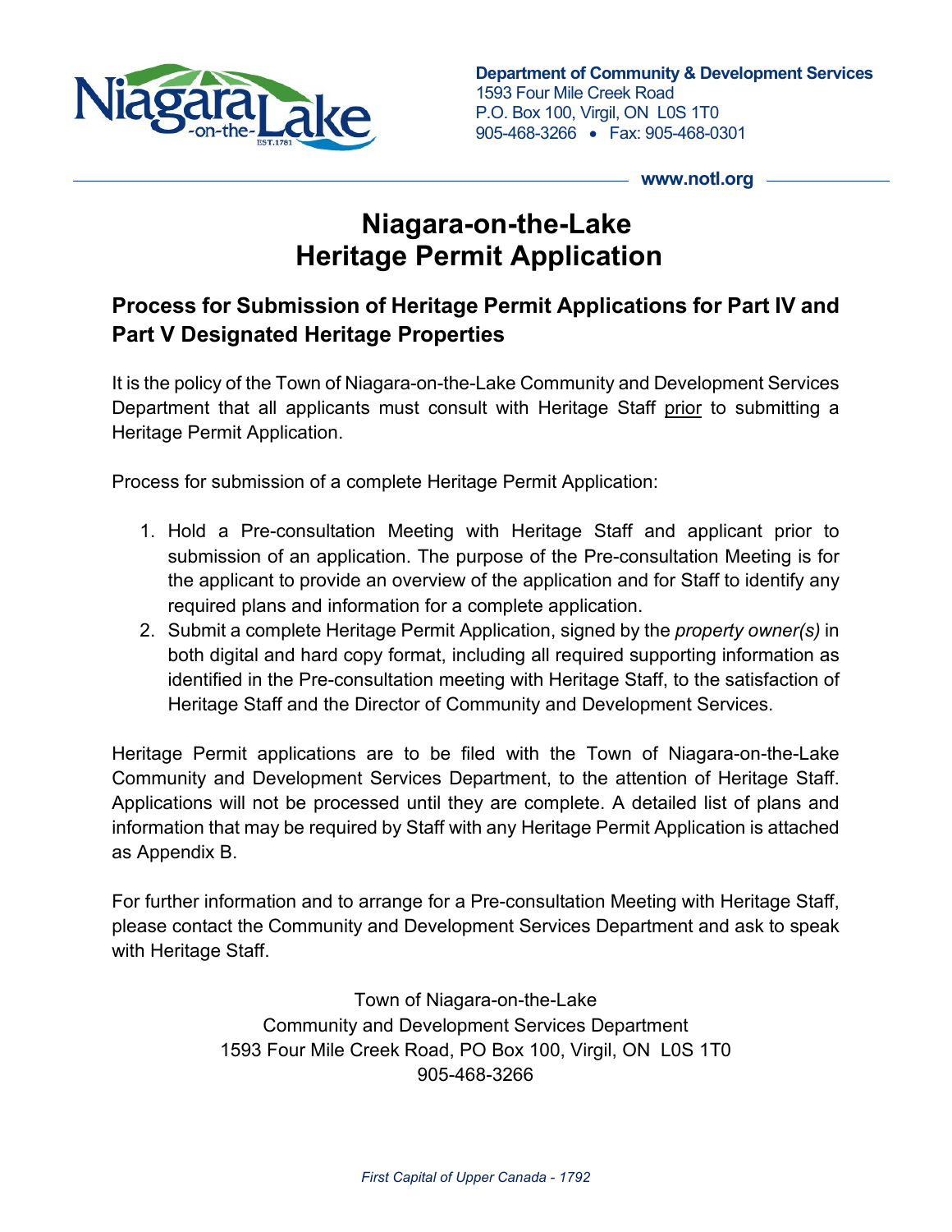Department of Community & Development Services
1593 Four Mile Creek Road
P.O. Box 100, Virgil, ON L0S 1T0
905-468-3266 • Fax: 905-468-0301

www.notl.org

# Niagara-on-the-Lake
# Heritage Permit Application

## Process for Submission of Heritage Permit Applications for Part IV and Part V Designated Heritage Properties

It is the policy of the Town of Niagara-on-the-Lake Community and Development Services Department that all applicants must consult with Heritage Staff prior to submitting a Heritage Permit Application.

Process for submission of a complete Heritage Permit Application:

1. Hold a Pre-consultation Meeting with Heritage Staff and applicant prior to submission of an application. The purpose of the Pre-consultation Meeting is for the applicant to provide an overview of the application and for Staff to identify any required plans and information for a complete application.
2. Submit a complete Heritage Permit Application, signed by the *property owner(s)* in both digital and hard copy format, including all required supporting information as identified in the Pre-consultation meeting with Heritage Staff, to the satisfaction of Heritage Staff and the Director of Community and Development Services.

Heritage Permit applications are to be filed with the Town of Niagara-on-the-Lake Community and Development Services Department, to the attention of Heritage Staff. Applications will not be processed until they are complete. A detailed list of plans and information that may be required by Staff with any Heritage Permit Application is attached as Appendix B.

For further information and to arrange for a Pre-consultation Meeting with Heritage Staff, please contact the Community and Development Services Department and ask to speak with Heritage Staff.

Town of Niagara-on-the-Lake
Community and Development Services Department
1593 Four Mile Creek Road, PO Box 100, Virgil, ON L0S 1T0
905-468-3266

*First Capital of Upper Canada - 1792*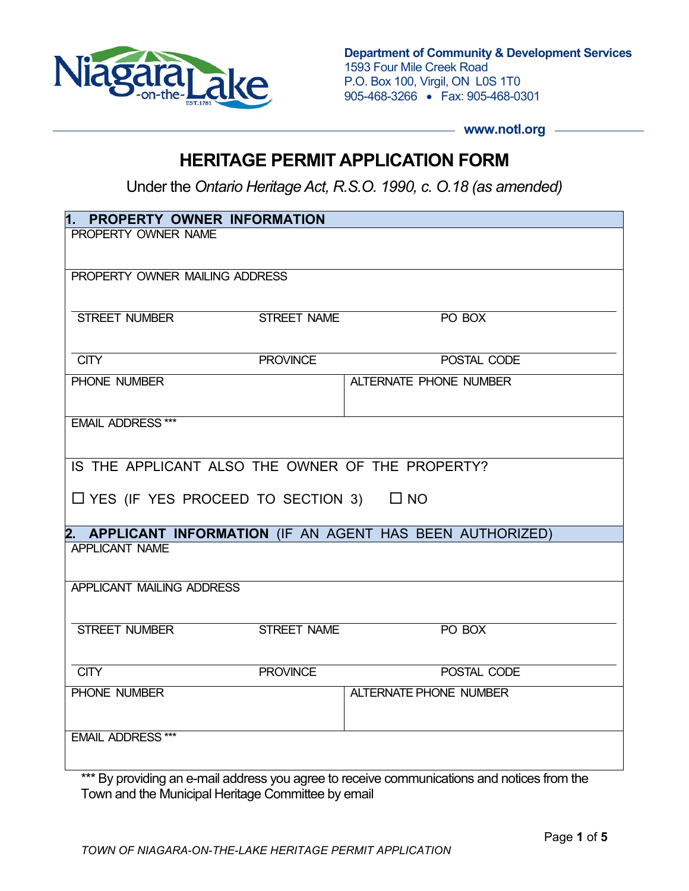Niagara-on-the-Lake EST.1781

**Department of Community & Development Services**
1593 Four Mile Creek Road
P.O. Box 100, Virgil, ON L0S 1T0
905-468-3266 • Fax: 905-468-0301

**www.notl.org**

# HERITAGE PERMIT APPLICATION FORM

Under the *Ontario Heritage Act, R.S.O. 1990, c. O.18 (as amended)*

## 1. PROPERTY OWNER INFORMATION

| | | |
|---|---|---|
| PROPERTY OWNER NAME | | |
| PROPERTY OWNER MAILING ADDRESS | | |
| STREET NUMBER | STREET NAME | PO BOX |
| CITY | PROVINCE | POSTAL CODE |
| PHONE NUMBER | ALTERNATE PHONE NUMBER | |
| EMAIL ADDRESS *** | | |

IS THE APPLICANT ALSO THE OWNER OF THE PROPERTY?

☐ YES (IF YES PROCEED TO SECTION 3) ☐ NO

## 2. APPLICANT INFORMATION (IF AN AGENT HAS BEEN AUTHORIZED)

| | | |
|---|---|---|
| APPLICANT NAME | | |
| APPLICANT MAILING ADDRESS | | |
| STREET NUMBER | STREET NAME | PO BOX |
| CITY | PROVINCE | POSTAL CODE |
| PHONE NUMBER | ALTERNATE PHONE NUMBER | |
| EMAIL ADDRESS *** | | |

*** By providing an e-mail address you agree to receive communications and notices from the Town and the Municipal Heritage Committee by email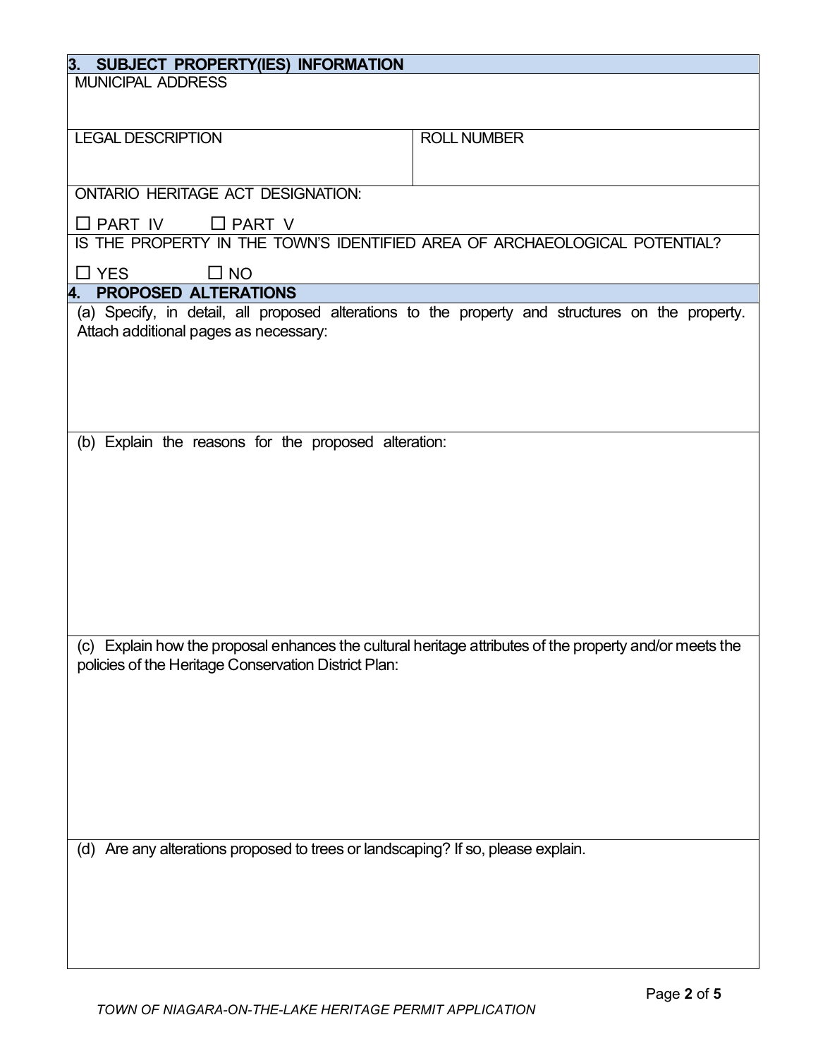## 3. SUBJECT PROPERTY(IES) INFORMATION

MUNICIPAL ADDRESS

| LEGAL DESCRIPTION | ROLL NUMBER |
| --- | --- |
| | |

ONTARIO HERITAGE ACT DESIGNATION:

☐ PART IV ☐ PART V

IS THE PROPERTY IN THE TOWN'S IDENTIFIED AREA OF ARCHAEOLOGICAL POTENTIAL?

☐ YES ☐ NO

## 4. PROPOSED ALTERATIONS

(a) Specify, in detail, all proposed alterations to the property and structures on the property. Attach additional pages as necessary:

(b) Explain the reasons for the proposed alteration:

(c) Explain how the proposal enhances the cultural heritage attributes of the property and/or meets the policies of the Heritage Conservation District Plan:

(d) Are any alterations proposed to trees or landscaping? If so, please explain.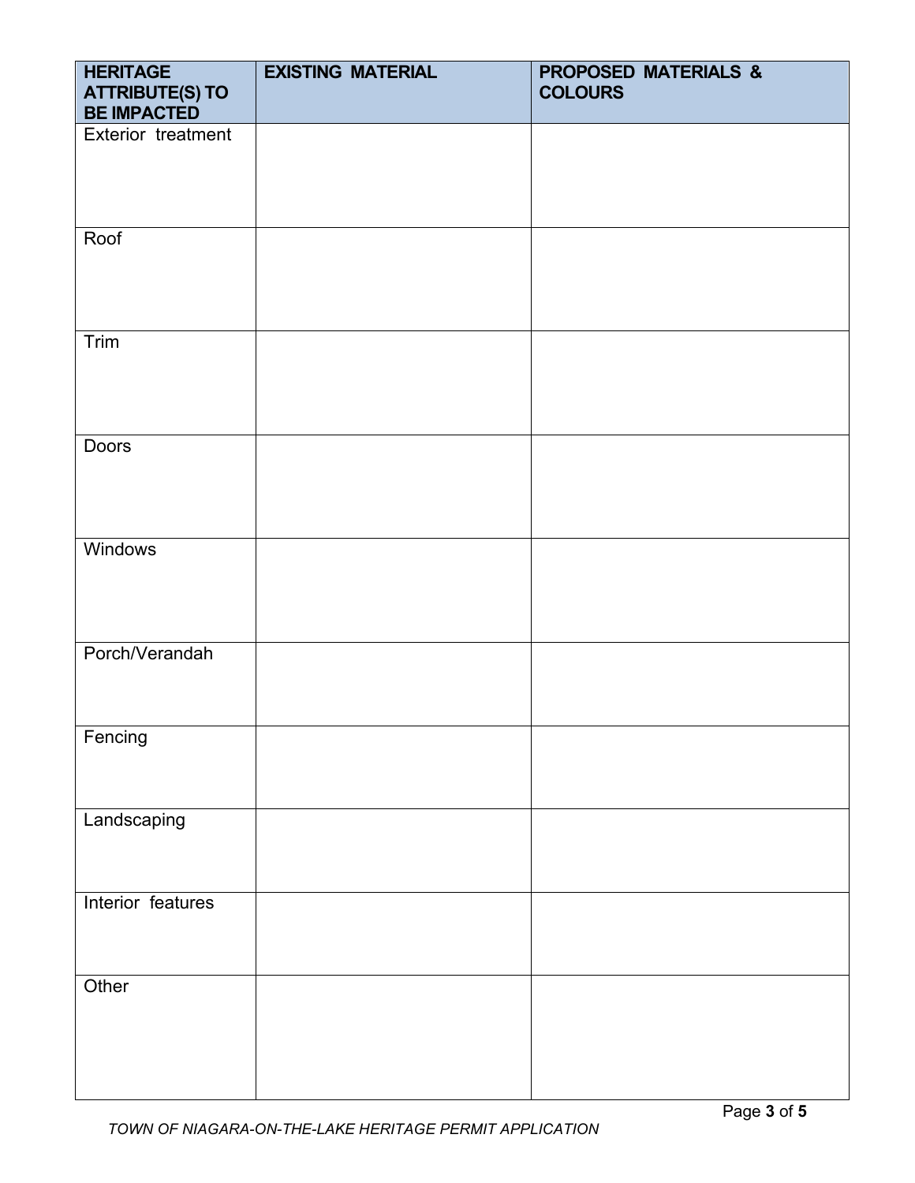| HERITAGE ATTRIBUTE(S) TO BE IMPACTED | EXISTING MATERIAL | PROPOSED MATERIALS & COLOURS |
|---|---|---|
| Exterior treatment | | |
| Roof | | |
| Trim | | |
| Doors | | |
| Windows | | |
| Porch/Verandah | | |
| Fencing | | |
| Landscaping | | |
| Interior features | | |
| Other | | |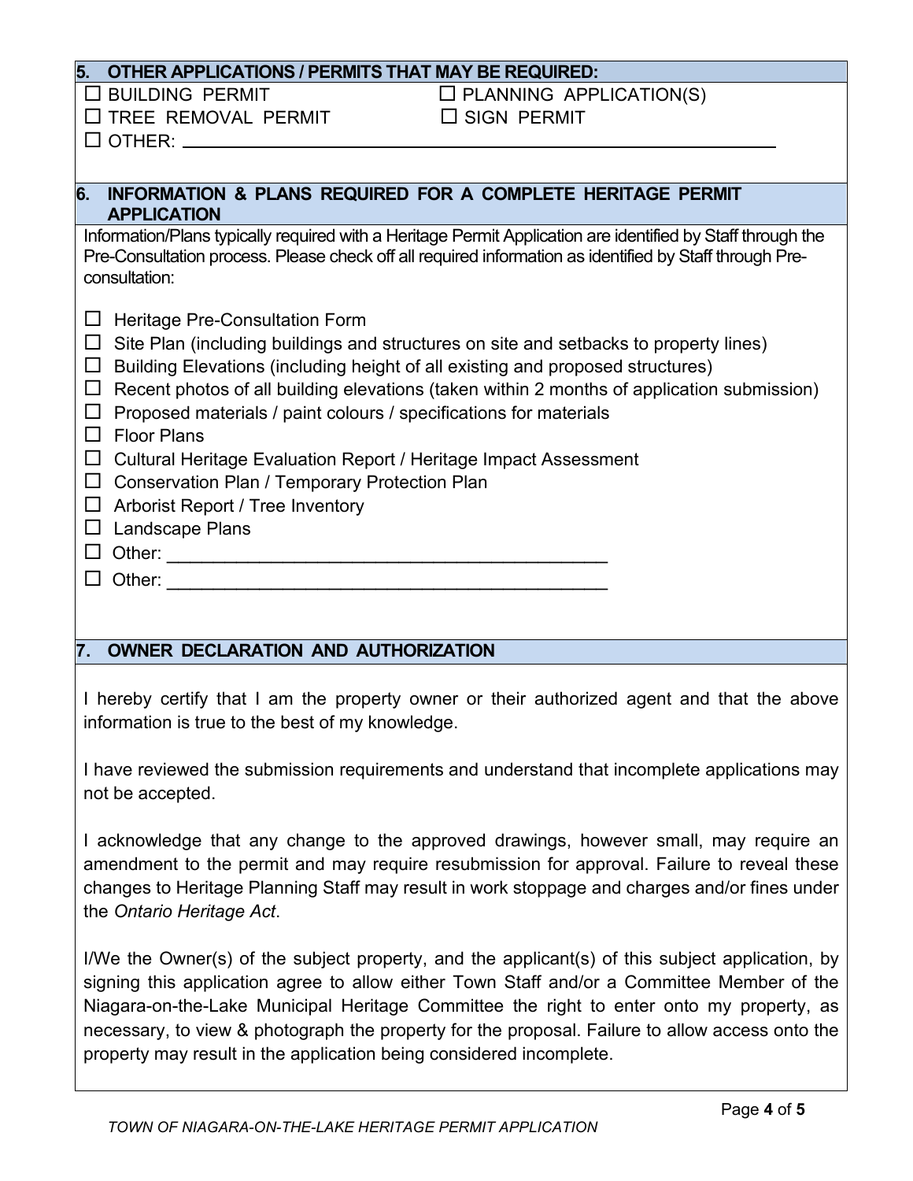## 5. OTHER APPLICATIONS / PERMITS THAT MAY BE REQUIRED:

☐ BUILDING PERMIT
☐ PLANNING APPLICATION(S)
☐ TREE REMOVAL PERMIT
☐ SIGN PERMIT
☐ OTHER: ______________________________________________

## 6. INFORMATION & PLANS REQUIRED FOR A COMPLETE HERITAGE PERMIT APPLICATION

Information/Plans typically required with a Heritage Permit Application are identified by Staff through the Pre-Consultation process. Please check off all required information as identified by Staff through Pre-consultation:

☐ Heritage Pre-Consultation Form
☐ Site Plan (including buildings and structures on site and setbacks to property lines)
☐ Building Elevations (including height of all existing and proposed structures)
☐ Recent photos of all building elevations (taken within 2 months of application submission)
☐ Proposed materials / paint colours / specifications for materials
☐ Floor Plans
☐ Cultural Heritage Evaluation Report / Heritage Impact Assessment
☐ Conservation Plan / Temporary Protection Plan
☐ Arborist Report / Tree Inventory
☐ Landscape Plans
☐ Other: ______________________________________________
☐ Other: ______________________________________________

## 7. OWNER DECLARATION AND AUTHORIZATION

I hereby certify that I am the property owner or their authorized agent and that the above information is true to the best of my knowledge.

I have reviewed the submission requirements and understand that incomplete applications may not be accepted.

I acknowledge that any change to the approved drawings, however small, may require an amendment to the permit and may require resubmission for approval. Failure to reveal these changes to Heritage Planning Staff may result in work stoppage and charges and/or fines under the *Ontario Heritage Act*.

I/We the Owner(s) of the subject property, and the applicant(s) of this subject application, by signing this application agree to allow either Town Staff and/or a Committee Member of the Niagara-on-the-Lake Municipal Heritage Committee the right to enter onto my property, as necessary, to view & photograph the property for the proposal. Failure to allow access onto the property may result in the application being considered incomplete.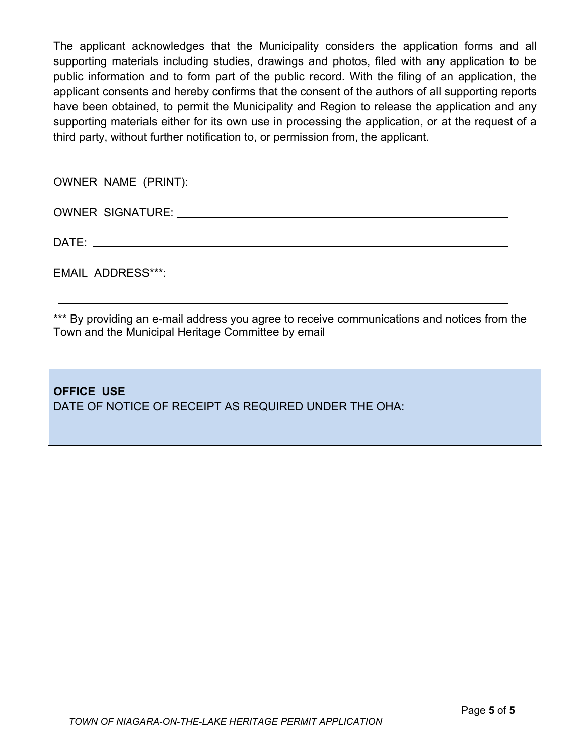The applicant acknowledges that the Municipality considers the application forms and all supporting materials including studies, drawings and photos, filed with any application to be public information and to form part of the public record. With the filing of an application, the applicant consents and hereby confirms that the consent of the authors of all supporting reports have been obtained, to permit the Municipality and Region to release the application and any supporting materials either for its own use in processing the application, or at the request of a third party, without further notification to, or permission from, the applicant.

OWNER NAME (PRINT): ______________________________________________

OWNER SIGNATURE: ______________________________________________

DATE: ______________________________________________

EMAIL ADDRESS***:

______________________________________________

*** By providing an e-mail address you agree to receive communications and notices from the Town and the Municipal Heritage Committee by email

**OFFICE USE**

DATE OF NOTICE OF RECEIPT AS REQUIRED UNDER THE OHA:

______________________________________________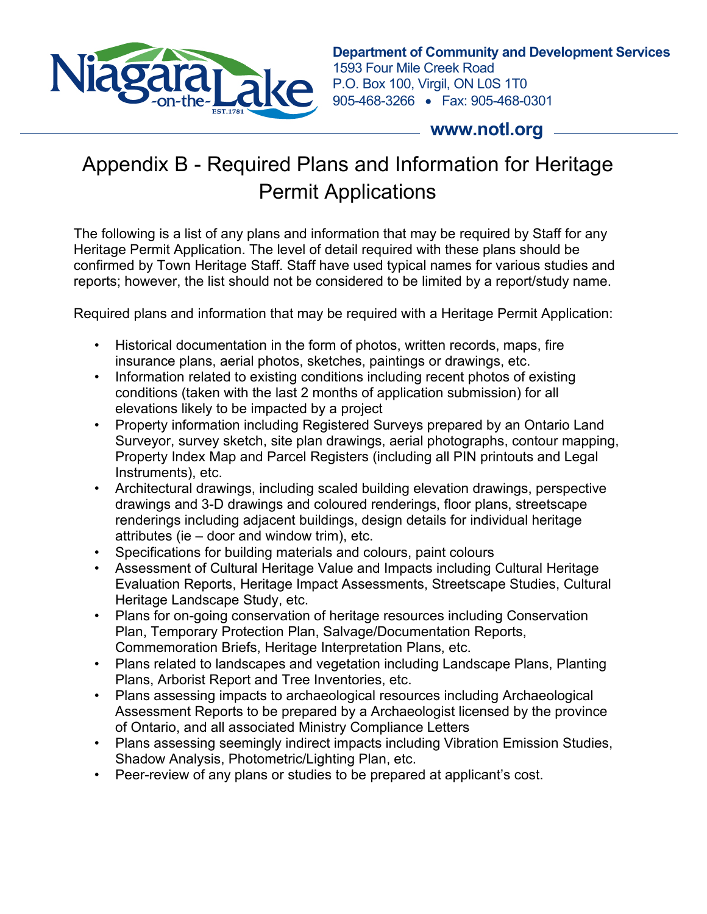Department of Community and Development Services
1593 Four Mile Creek Road
P.O. Box 100, Virgil, ON L0S 1T0
905-468-3266 • Fax: 905-468-0301

www.notl.org

# Appendix B - Required Plans and Information for Heritage Permit Applications

The following is a list of any plans and information that may be required by Staff for any Heritage Permit Application. The level of detail required with these plans should be confirmed by Town Heritage Staff. Staff have used typical names for various studies and reports; however, the list should not be considered to be limited by a report/study name.

Required plans and information that may be required with a Heritage Permit Application:

- Historical documentation in the form of photos, written records, maps, fire insurance plans, aerial photos, sketches, paintings or drawings, etc.
- Information related to existing conditions including recent photos of existing conditions (taken with the last 2 months of application submission) for all elevations likely to be impacted by a project
- Property information including Registered Surveys prepared by an Ontario Land Surveyor, survey sketch, site plan drawings, aerial photographs, contour mapping, Property Index Map and Parcel Registers (including all PIN printouts and Legal Instruments), etc.
- Architectural drawings, including scaled building elevation drawings, perspective drawings and 3-D drawings and coloured renderings, floor plans, streetscape renderings including adjacent buildings, design details for individual heritage attributes (ie – door and window trim), etc.
- Specifications for building materials and colours, paint colours
- Assessment of Cultural Heritage Value and Impacts including Cultural Heritage Evaluation Reports, Heritage Impact Assessments, Streetscape Studies, Cultural Heritage Landscape Study, etc.
- Plans for on-going conservation of heritage resources including Conservation Plan, Temporary Protection Plan, Salvage/Documentation Reports, Commemoration Briefs, Heritage Interpretation Plans, etc.
- Plans related to landscapes and vegetation including Landscape Plans, Planting Plans, Arborist Report and Tree Inventories, etc.
- Plans assessing impacts to archaeological resources including Archaeological Assessment Reports to be prepared by a Archaeologist licensed by the province of Ontario, and all associated Ministry Compliance Letters
- Plans assessing seemingly indirect impacts including Vibration Emission Studies, Shadow Analysis, Photometric/Lighting Plan, etc.
- Peer-review of any plans or studies to be prepared at applicant's cost.